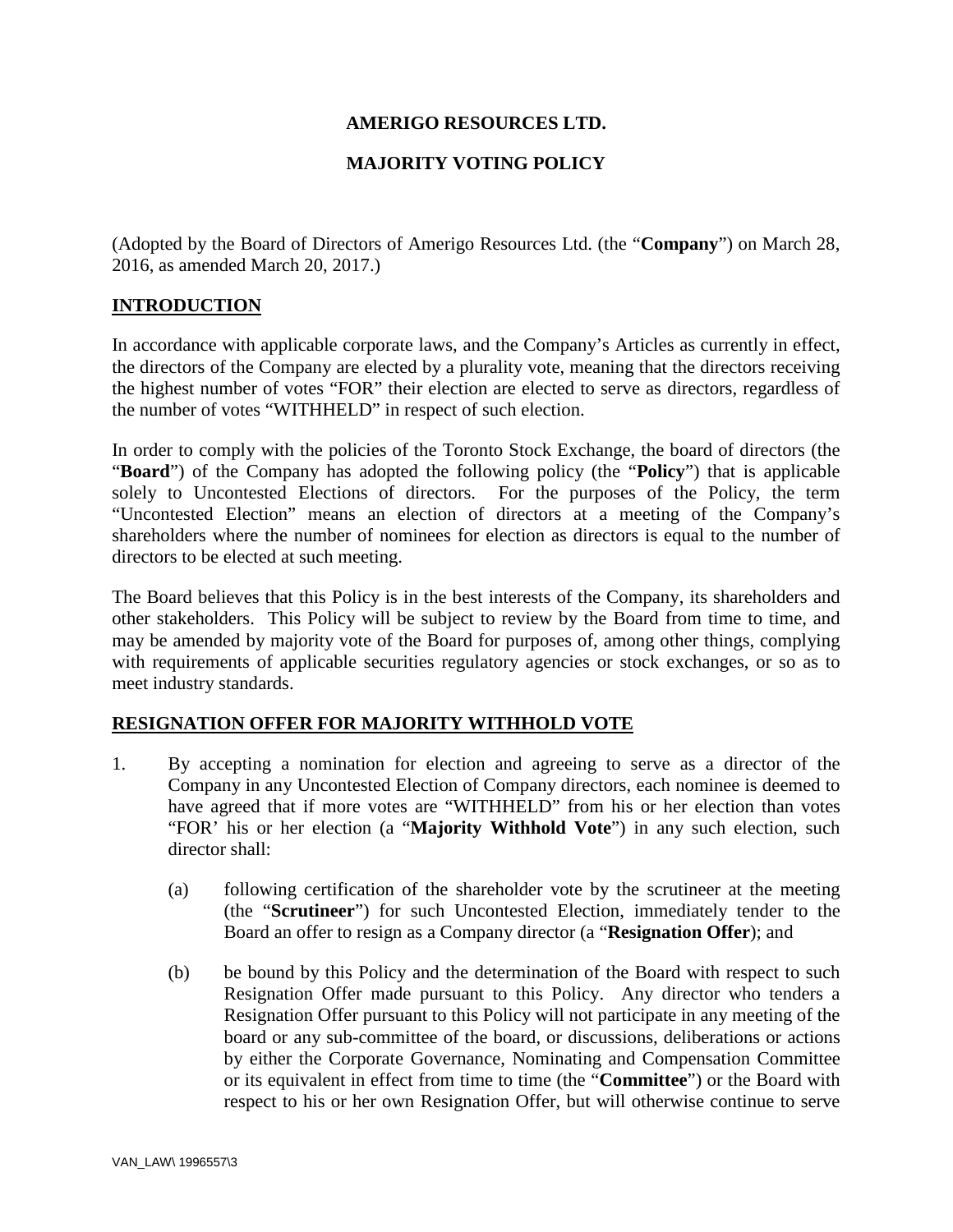# AMERIGO RESOURCES LTD.

# MAJORITY VOTING POLICY

(Adopted by the Board of Directors of Amerigo Resources Ltd. (the "**Company**") on March 28, 2016, as amended March 20, 2017.)

## INTRODUCTION

In accordance with applicable corporate laws, and the Company's Articles as currently in effect, the directors of the Company are elected by a plurality vote, meaning that the directors receiving the highest number of votes "FOR" their election are elected to serve as directors, regardless of the number of votes "WITHHELD" in respect of such election.

In order to comply with the policies of the Toronto Stock Exchange, the board of directors (the "**Board**") of the Company has adopted the following policy (the "**Policy**") that is applicable solely to Uncontested Elections of directors. For the purposes of the Policy, the term "Uncontested Election" means an election of directors at a meeting of the Company's shareholders where the number of nominees for election as directors is equal to the number of directors to be elected at such meeting.

The Board believes that this Policy is in the best interests of the Company, its shareholders and other stakeholders. This Policy will be subject to review by the Board from time to time, and may be amended by majority vote of the Board for purposes of, among other things, complying with requirements of applicable securities regulatory agencies or stock exchanges, or so as to meet industry standards.

## RESIGNATION OFFER FOR MAJORITY WITHHOLD VOTE

1. By accepting a nomination for election and agreeing to serve as a director of the Company in any Uncontested Election of Company directors, each nominee is deemed to have agreed that if more votes are "WITHHELD" from his or her election than votes "FOR' his or her election (a "**Majority Withhold Vote**") in any such election, such director shall:

   (a) following certification of the shareholder vote by the scrutineer at the meeting (the "**Scrutineer**") for such Uncontested Election, immediately tender to the Board an offer to resign as a Company director (a "**Resignation Offer**); and

   (b) be bound by this Policy and the determination of the Board with respect to such Resignation Offer made pursuant to this Policy. Any director who tenders a Resignation Offer pursuant to this Policy will not participate in any meeting of the board or any sub-committee of the board, or discussions, deliberations or actions by either the Corporate Governance, Nominating and Compensation Committee or its equivalent in effect from time to time (the "**Committee**") or the Board with respect to his or her own Resignation Offer, but will otherwise continue to serve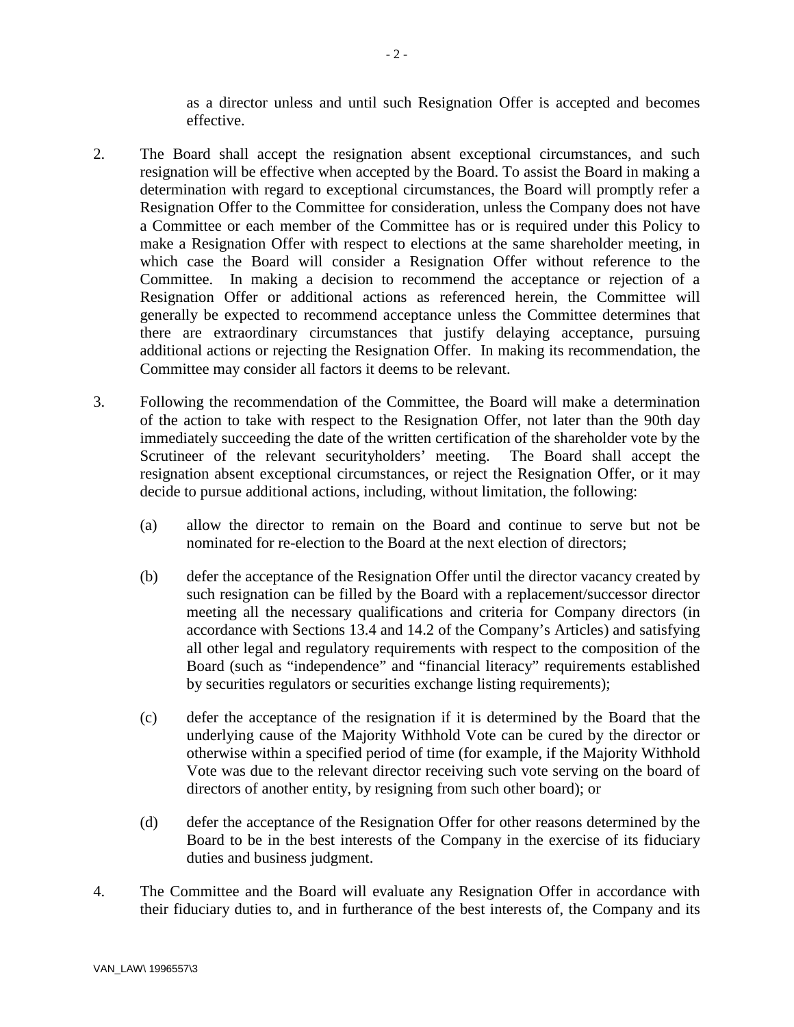as a director unless and until such Resignation Offer is accepted and becomes effective.

2. The Board shall accept the resignation absent exceptional circumstances, and such resignation will be effective when accepted by the Board. To assist the Board in making a determination with regard to exceptional circumstances, the Board will promptly refer a Resignation Offer to the Committee for consideration, unless the Company does not have a Committee or each member of the Committee has or is required under this Policy to make a Resignation Offer with respect to elections at the same shareholder meeting, in which case the Board will consider a Resignation Offer without reference to the Committee. In making a decision to recommend the acceptance or rejection of a Resignation Offer or additional actions as referenced herein, the Committee will generally be expected to recommend acceptance unless the Committee determines that there are extraordinary circumstances that justify delaying acceptance, pursuing additional actions or rejecting the Resignation Offer. In making its recommendation, the Committee may consider all factors it deems to be relevant.

3. Following the recommendation of the Committee, the Board will make a determination of the action to take with respect to the Resignation Offer, not later than the 90th day immediately succeeding the date of the written certification of the shareholder vote by the Scrutineer of the relevant securityholders' meeting. The Board shall accept the resignation absent exceptional circumstances, or reject the Resignation Offer, or it may decide to pursue additional actions, including, without limitation, the following:

   (a) allow the director to remain on the Board and continue to serve but not be nominated for re-election to the Board at the next election of directors;

   (b) defer the acceptance of the Resignation Offer until the director vacancy created by such resignation can be filled by the Board with a replacement/successor director meeting all the necessary qualifications and criteria for Company directors (in accordance with Sections 13.4 and 14.2 of the Company's Articles) and satisfying all other legal and regulatory requirements with respect to the composition of the Board (such as "independence" and "financial literacy" requirements established by securities regulators or securities exchange listing requirements);

   (c) defer the acceptance of the resignation if it is determined by the Board that the underlying cause of the Majority Withhold Vote can be cured by the director or otherwise within a specified period of time (for example, if the Majority Withhold Vote was due to the relevant director receiving such vote serving on the board of directors of another entity, by resigning from such other board); or

   (d) defer the acceptance of the Resignation Offer for other reasons determined by the Board to be in the best interests of the Company in the exercise of its fiduciary duties and business judgment.

4. The Committee and the Board will evaluate any Resignation Offer in accordance with their fiduciary duties to, and in furtherance of the best interests of, the Company and its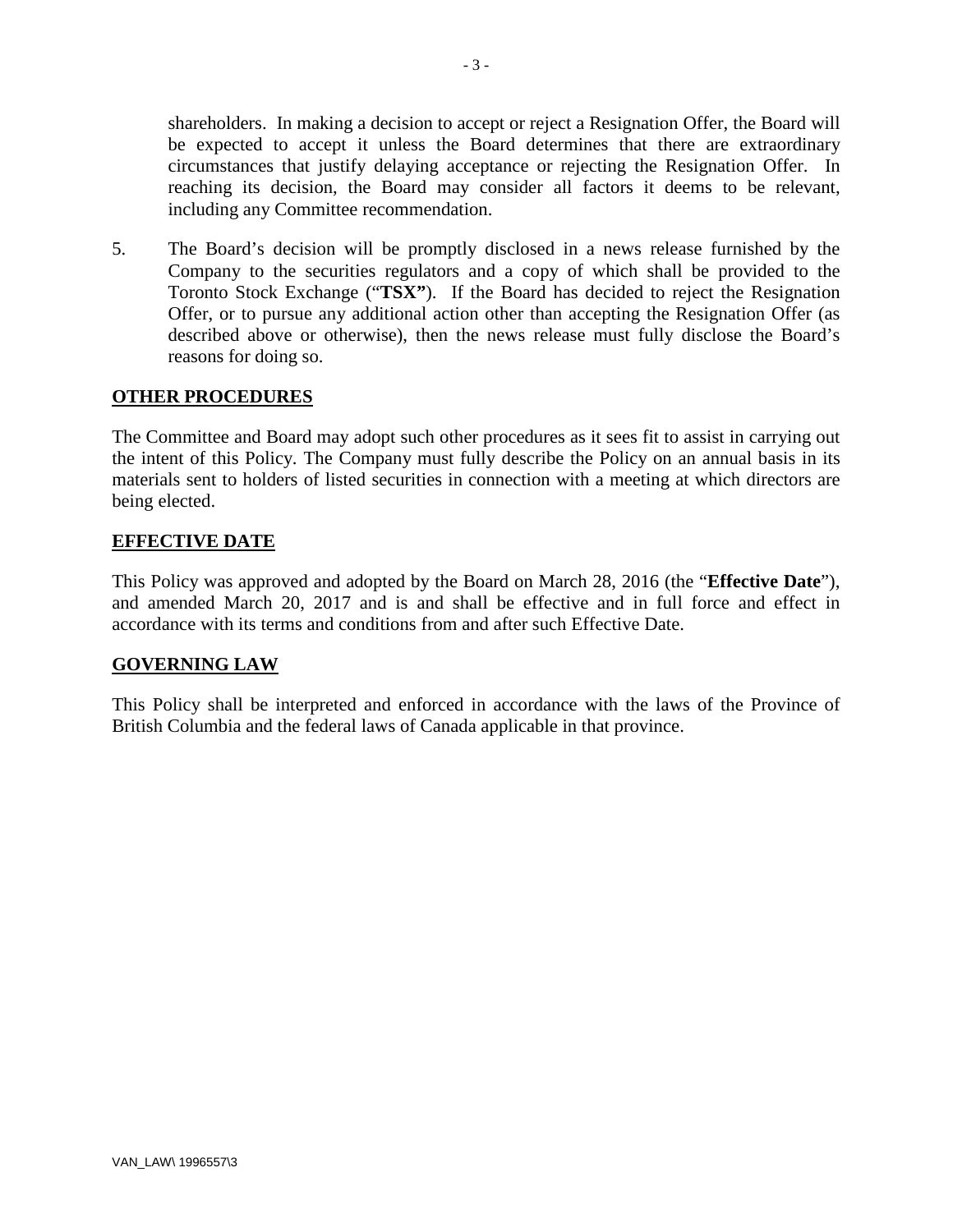shareholders. In making a decision to accept or reject a Resignation Offer, the Board will be expected to accept it unless the Board determines that there are extraordinary circumstances that justify delaying acceptance or rejecting the Resignation Offer. In reaching its decision, the Board may consider all factors it deems to be relevant, including any Committee recommendation.

5. The Board's decision will be promptly disclosed in a news release furnished by the Company to the securities regulators and a copy of which shall be provided to the Toronto Stock Exchange ("**TSX"**). If the Board has decided to reject the Resignation Offer, or to pursue any additional action other than accepting the Resignation Offer (as described above or otherwise), then the news release must fully disclose the Board's reasons for doing so.

## OTHER PROCEDURES

The Committee and Board may adopt such other procedures as it sees fit to assist in carrying out the intent of this Policy. The Company must fully describe the Policy on an annual basis in its materials sent to holders of listed securities in connection with a meeting at which directors are being elected.

## EFFECTIVE DATE

This Policy was approved and adopted by the Board on March 28, 2016 (the "**Effective Date**"), and amended March 20, 2017 and is and shall be effective and in full force and effect in accordance with its terms and conditions from and after such Effective Date.

## GOVERNING LAW

This Policy shall be interpreted and enforced in accordance with the laws of the Province of British Columbia and the federal laws of Canada applicable in that province.

VAN_LAW\ 1996557\3